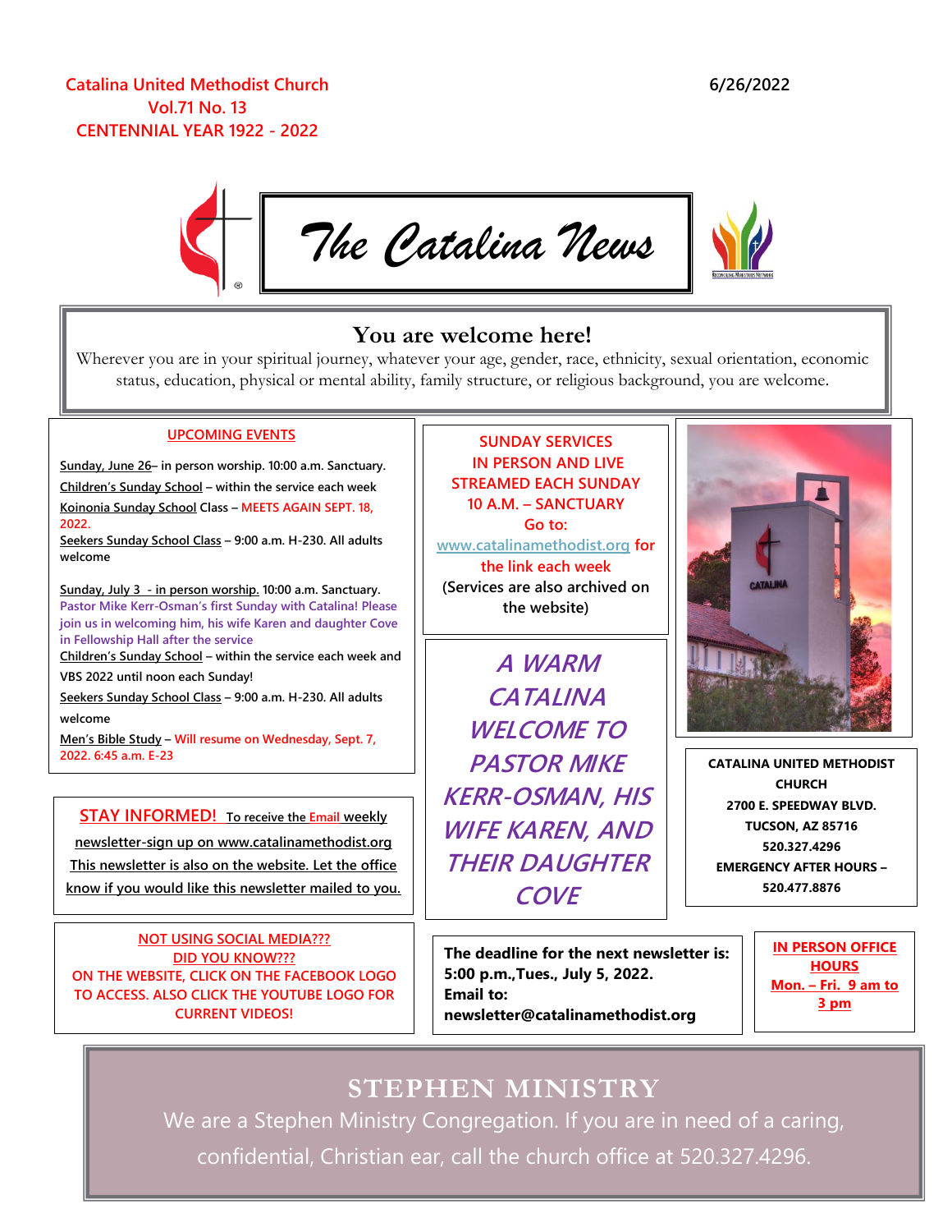Catalina United Methodist Church
Vol.71 No. 13
CENTENNIAL YEAR 1922 - 2022

6/26/2022

# The Catalina News

## You are welcome here!

Wherever you are in your spiritual journey, whatever your age, gender, race, ethnicity, sexual orientation, economic status, education, physical or mental ability, family structure, or religious background, you are welcome.

### UPCOMING EVENTS

Sunday, June 26– in person worship. 10:00 a.m. Sanctuary.

Children's Sunday School – within the service each week

Koinonia Sunday School Class – MEETS AGAIN SEPT. 18, 2022.

Seekers Sunday School Class – 9:00 a.m. H-230. All adults welcome

Sunday, July 3 - in person worship. 10:00 a.m. Sanctuary. Pastor Mike Kerr-Osman's first Sunday with Catalina! Please join us in welcoming him, his wife Karen and daughter Cove in Fellowship Hall after the service

Children's Sunday School – within the service each week and VBS 2022 until noon each Sunday!

Seekers Sunday School Class – 9:00 a.m. H-230. All adults welcome

Men's Bible Study – Will resume on Wednesday, Sept. 7, 2022. 6:45 a.m. E-23

**SUNDAY SERVICES IN PERSON AND LIVE STREAMED EACH SUNDAY 10 A.M. – SANCTUARY Go to: www.catalinamethodist.org for the link each week**

**(Services are also archived on the website)**

***A WARM CATALINA WELCOME TO PASTOR MIKE KERR-OSMAN, HIS WIFE KAREN, AND THEIR DAUGHTER COVE***

**CATALINA UNITED METHODIST CHURCH**
**2700 E. SPEEDWAY BLVD.**
**TUCSON, AZ 85716**
**520.327.4296**
**EMERGENCY AFTER HOURS – 520.477.8876**

STAY INFORMED! To receive the Email weekly newsletter-sign up on www.catalinamethodist.org This newsletter is also on the website. Let the office know if you would like this newsletter mailed to you.

NOT USING SOCIAL MEDIA???
DID YOU KNOW???
ON THE WEBSITE, CLICK ON THE FACEBOOK LOGO TO ACCESS. ALSO CLICK THE YOUTUBE LOGO FOR CURRENT VIDEOS!

**The deadline for the next newsletter is: 5:00 p.m.,Tues., July 5, 2022.**
**Email to: newsletter@catalinamethodist.org**

**IN PERSON OFFICE HOURS**
**Mon. – Fri. 9 am to 3 pm**

## STEPHEN MINISTRY

We are a Stephen Ministry Congregation. If you are in need of a caring, confidential, Christian ear, call the church office at 520.327.4296.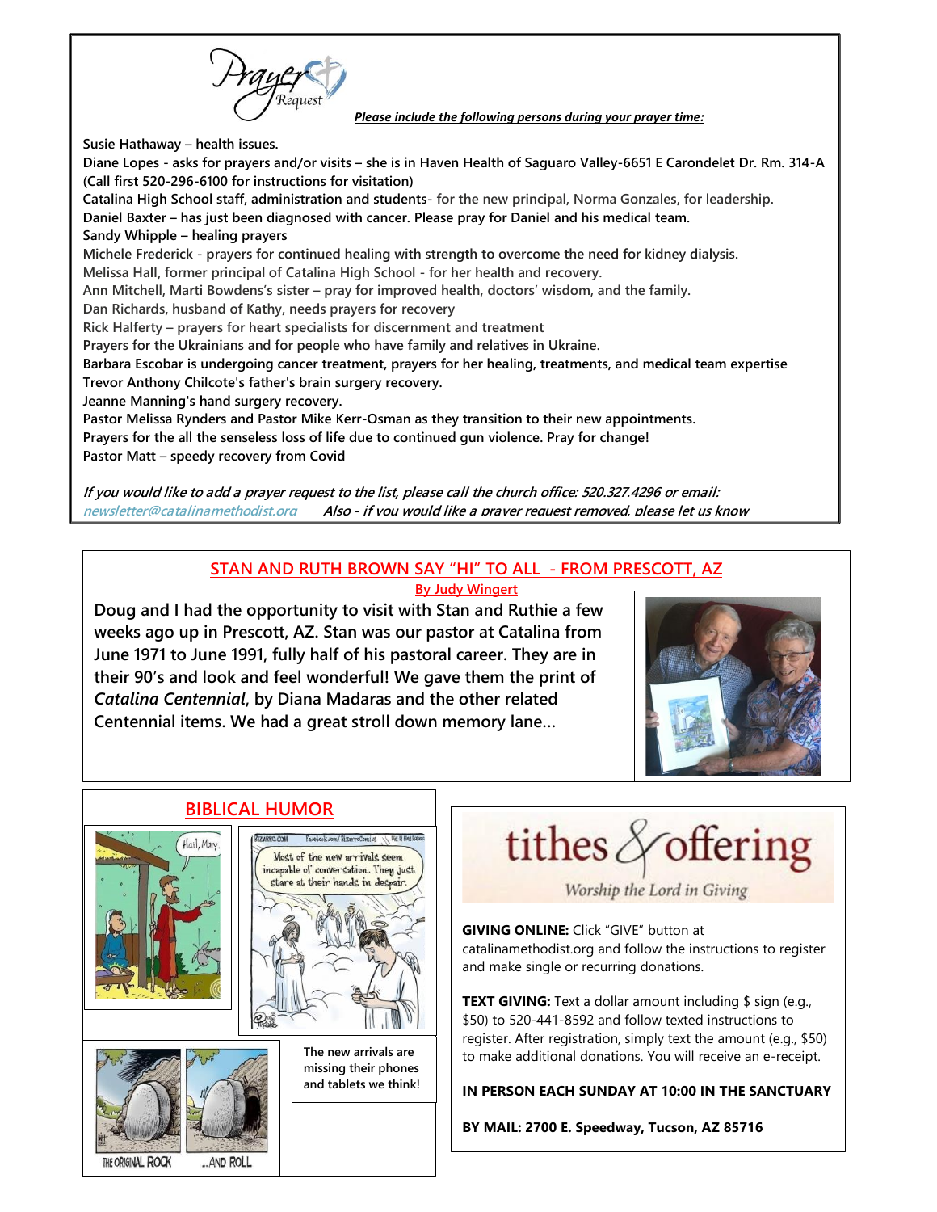## Prayer Request

***Please include the following persons during your prayer time:***

**Susie Hathaway – health issues.**

**Diane Lopes - asks for prayers and/or visits – she is in Haven Health of Saguaro Valley-6651 E Carondelet Dr. Rm. 314-A (Call first 520-296-6100 for instructions for visitation)**

**Catalina High School staff, administration and students**- for the new principal, Norma Gonzales, for leadership.

**Daniel Baxter – has just been diagnosed with cancer. Please pray for Daniel and his medical team.**

**Sandy Whipple – healing prayers**

Michele Frederick - prayers for continued healing with strength to overcome the need for kidney dialysis.

Melissa Hall, former principal of Catalina High School - for her health and recovery.

Ann Mitchell, Marti Bowdens's sister – pray for improved health, doctors' wisdom, and the family.

Dan Richards, husband of Kathy, needs prayers for recovery

Rick Halferty – prayers for heart specialists for discernment and treatment

**Prayers for the Ukrainians and for people who have family and relatives in Ukraine.**

**Barbara Escobar is undergoing cancer treatment, prayers for her healing, treatments, and medical team expertise**

**Trevor Anthony Chilcote's father's brain surgery recovery.**

**Jeanne Manning's hand surgery recovery.**

**Pastor Melissa Rynders and Pastor Mike Kerr-Osman as they transition to their new appointments.**

**Prayers for the all the senseless loss of life due to continued gun violence. Pray for change!**

**Pastor Matt – speedy recovery from Covid**

*If you would like to add a prayer request to the list, please call the church office: 520.327.4296 or email: newsletter@catalinamethodist.org Also - if you would like a prayer request removed, please let us know*

## STAN AND RUTH BROWN SAY "HI" TO ALL - FROM PRESCOTT, AZ

**By Judy Wingert**

**Doug and I had the opportunity to visit with Stan and Ruthie a few weeks ago up in Prescott, AZ. Stan was our pastor at Catalina from June 1971 to June 1991, fully half of his pastoral career. They are in their 90's and look and feel wonderful! We gave them the print of *Catalina Centennial*, by Diana Madaras and the other related Centennial items. We had a great stroll down memory lane…**

## BIBLICAL HUMOR

**The new arrivals are missing their phones and tablets we think!**

## tithes & offering

*Worship the Lord in Giving*

**GIVING ONLINE:** Click "GIVE" button at catalinamethodist.org and follow the instructions to register and make single or recurring donations.

**TEXT GIVING:** Text a dollar amount including $ sign (e.g., $50) to 520-441-8592 and follow texted instructions to register. After registration, simply text the amount (e.g., $50) to make additional donations. You will receive an e-receipt.

**IN PERSON EACH SUNDAY AT 10:00 IN THE SANCTUARY**

**BY MAIL: 2700 E. Speedway, Tucson, AZ 85716**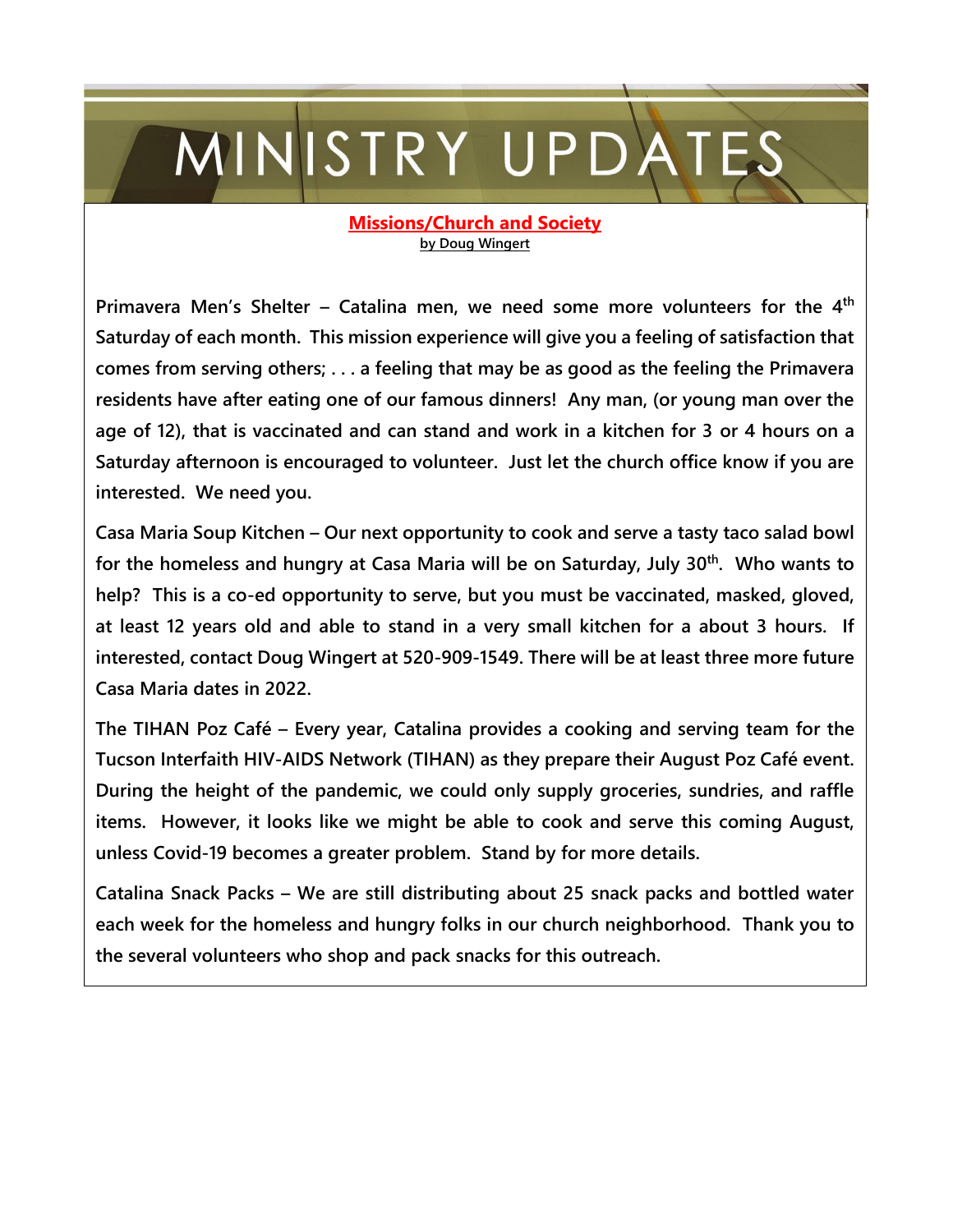# MINISTRY UPDATES

## Missions/Church and Society

**by Doug Wingert**

**Primavera Men's Shelter – Catalina men, we need some more volunteers for the 4th Saturday of each month. This mission experience will give you a feeling of satisfaction that comes from serving others; . . . a feeling that may be as good as the feeling the Primavera residents have after eating one of our famous dinners! Any man, (or young man over the age of 12), that is vaccinated and can stand and work in a kitchen for 3 or 4 hours on a Saturday afternoon is encouraged to volunteer. Just let the church office know if you are interested. We need you.**

**Casa Maria Soup Kitchen – Our next opportunity to cook and serve a tasty taco salad bowl for the homeless and hungry at Casa Maria will be on Saturday, July 30th. Who wants to help? This is a co-ed opportunity to serve, but you must be vaccinated, masked, gloved, at least 12 years old and able to stand in a very small kitchen for a about 3 hours. If interested, contact Doug Wingert at 520-909-1549. There will be at least three more future Casa Maria dates in 2022.**

**The TIHAN Poz Café – Every year, Catalina provides a cooking and serving team for the Tucson Interfaith HIV-AIDS Network (TIHAN) as they prepare their August Poz Café event. During the height of the pandemic, we could only supply groceries, sundries, and raffle items. However, it looks like we might be able to cook and serve this coming August, unless Covid-19 becomes a greater problem. Stand by for more details.**

**Catalina Snack Packs – We are still distributing about 25 snack packs and bottled water each week for the homeless and hungry folks in our church neighborhood. Thank you to the several volunteers who shop and pack snacks for this outreach.**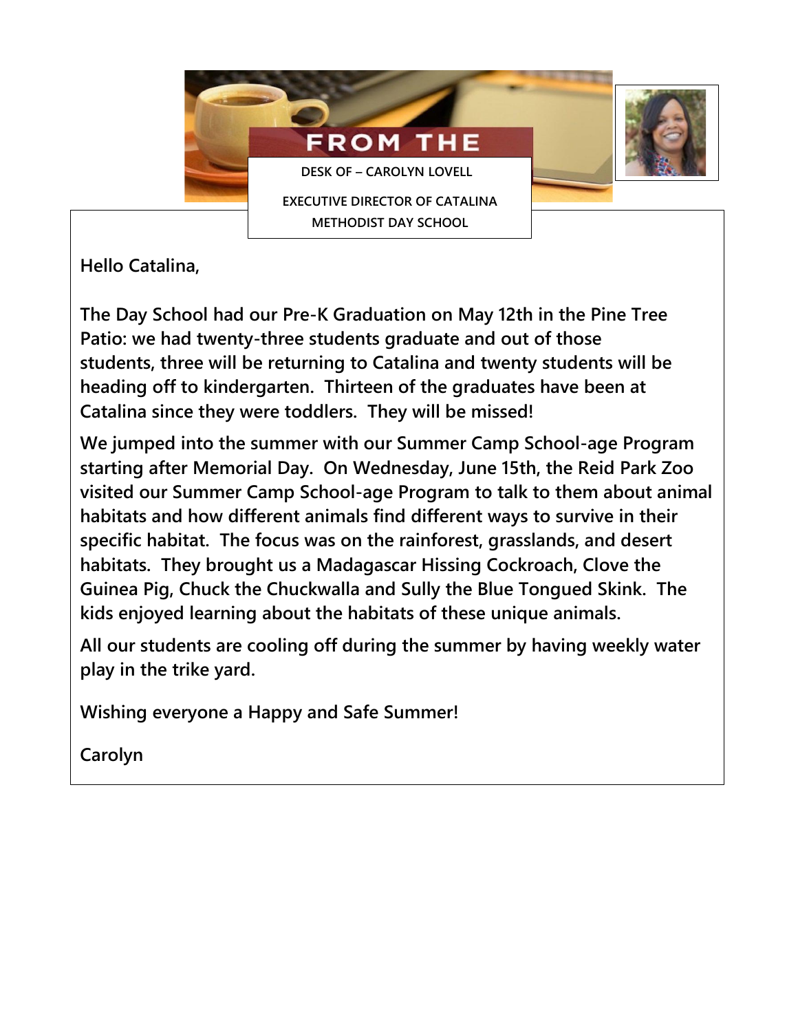# FROM THE

**DESK OF – CAROLYN LOVELL**

**EXECUTIVE DIRECTOR OF CATALINA METHODIST DAY SCHOOL**

**Hello Catalina,**

**The Day School had our Pre-K Graduation on May 12th in the Pine Tree Patio: we had twenty-three students graduate and out of those students, three will be returning to Catalina and twenty students will be heading off to kindergarten. Thirteen of the graduates have been at Catalina since they were toddlers. They will be missed!**

**We jumped into the summer with our Summer Camp School-age Program starting after Memorial Day. On Wednesday, June 15th, the Reid Park Zoo visited our Summer Camp School-age Program to talk to them about animal habitats and how different animals find different ways to survive in their specific habitat. The focus was on the rainforest, grasslands, and desert habitats. They brought us a Madagascar Hissing Cockroach, Clove the Guinea Pig, Chuck the Chuckwalla and Sully the Blue Tongued Skink. The kids enjoyed learning about the habitats of these unique animals.**

**All our students are cooling off during the summer by having weekly water play in the trike yard.**

**Wishing everyone a Happy and Safe Summer!**

**Carolyn**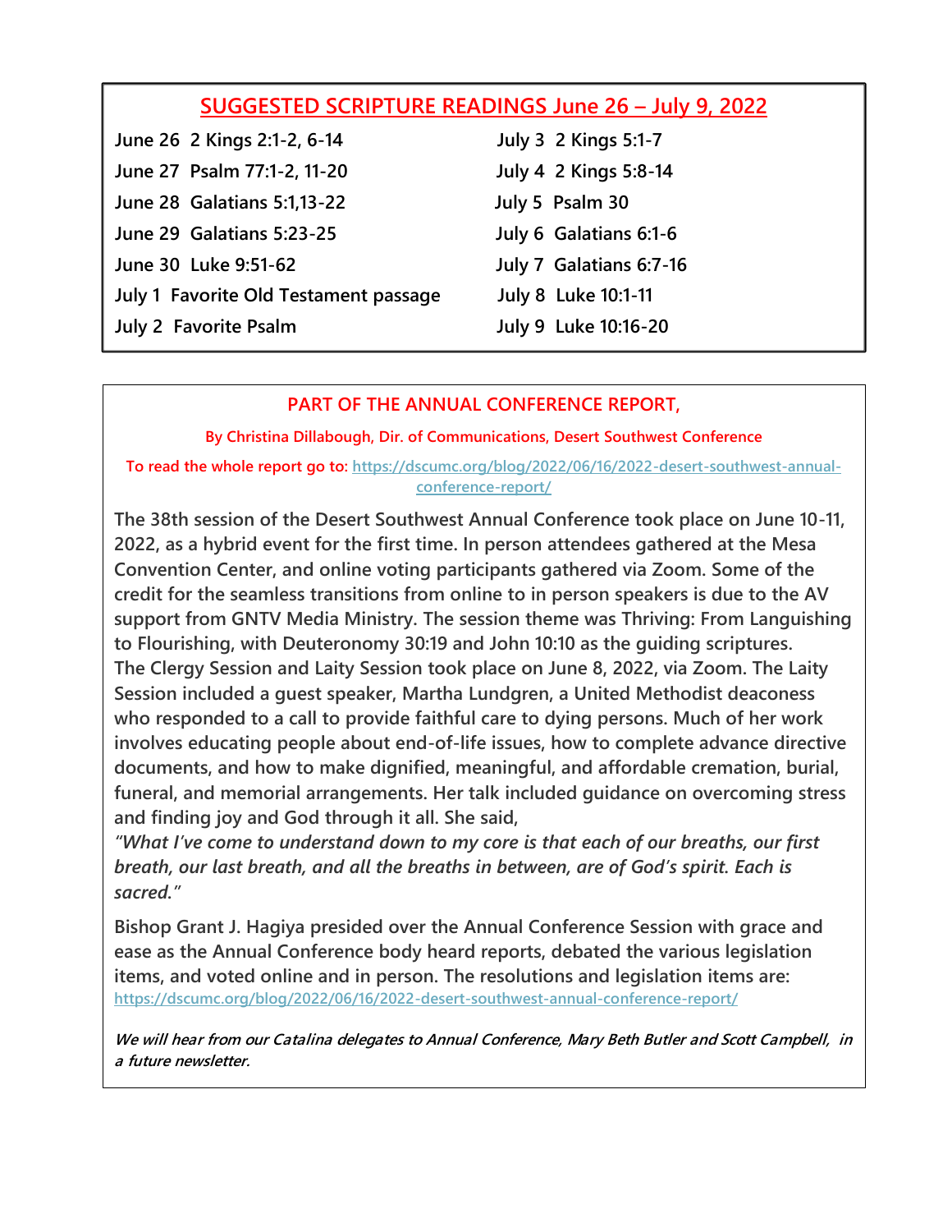## SUGGESTED SCRIPTURE READINGS June 26 – July 9, 2022

**June 26** 2 Kings 2:1-2, 6-14
**June 27** Psalm 77:1-2, 11-20
**June 28** Galatians 5:1,13-22
**June 29** Galatians 5:23-25
**June 30** Luke 9:51-62
**July 1** Favorite Old Testament passage
**July 2** Favorite Psalm
**July 3** 2 Kings 5:1-7
**July 4** 2 Kings 5:8-14
**July 5** Psalm 30
**July 6** Galatians 6:1-6
**July 7** Galatians 6:7-16
**July 8** Luke 10:1-11
**July 9** Luke 10:16-20

## PART OF THE ANNUAL CONFERENCE REPORT,

**By Christina Dillabough, Dir. of Communications, Desert Southwest Conference**

**To read the whole report go to:** https://dscumc.org/blog/2022/06/16/2022-desert-southwest-annual-conference-report/

**The 38th session of the Desert Southwest Annual Conference took place on June 10-11, 2022, as a hybrid event for the first time. In person attendees gathered at the Mesa Convention Center, and online voting participants gathered via Zoom. Some of the credit for the seamless transitions from online to in person speakers is due to the AV support from GNTV Media Ministry. The session theme was Thriving: From Languishing to Flourishing, with Deuteronomy 30:19 and John 10:10 as the guiding scriptures. The Clergy Session and Laity Session took place on June 8, 2022, via Zoom. The Laity Session included a guest speaker, Martha Lundgren, a United Methodist deaconess who responded to a call to provide faithful care to dying persons. Much of her work involves educating people about end-of-life issues, how to complete advance directive documents, and how to make dignified, meaningful, and affordable cremation, burial, funeral, and memorial arrangements. Her talk included guidance on overcoming stress and finding joy and God through it all. She said,**

***"What I've come to understand down to my core is that each of our breaths, our first breath, our last breath, and all the breaths in between, are of God's spirit. Each is sacred."***

**Bishop Grant J. Hagiya presided over the Annual Conference Session with grace and ease as the Annual Conference body heard reports, debated the various legislation items, and voted online and in person. The resolutions and legislation items are:**
https://dscumc.org/blog/2022/06/16/2022-desert-southwest-annual-conference-report/

***We will hear from our Catalina delegates to Annual Conference, Mary Beth Butler and Scott Campbell, in a future newsletter.***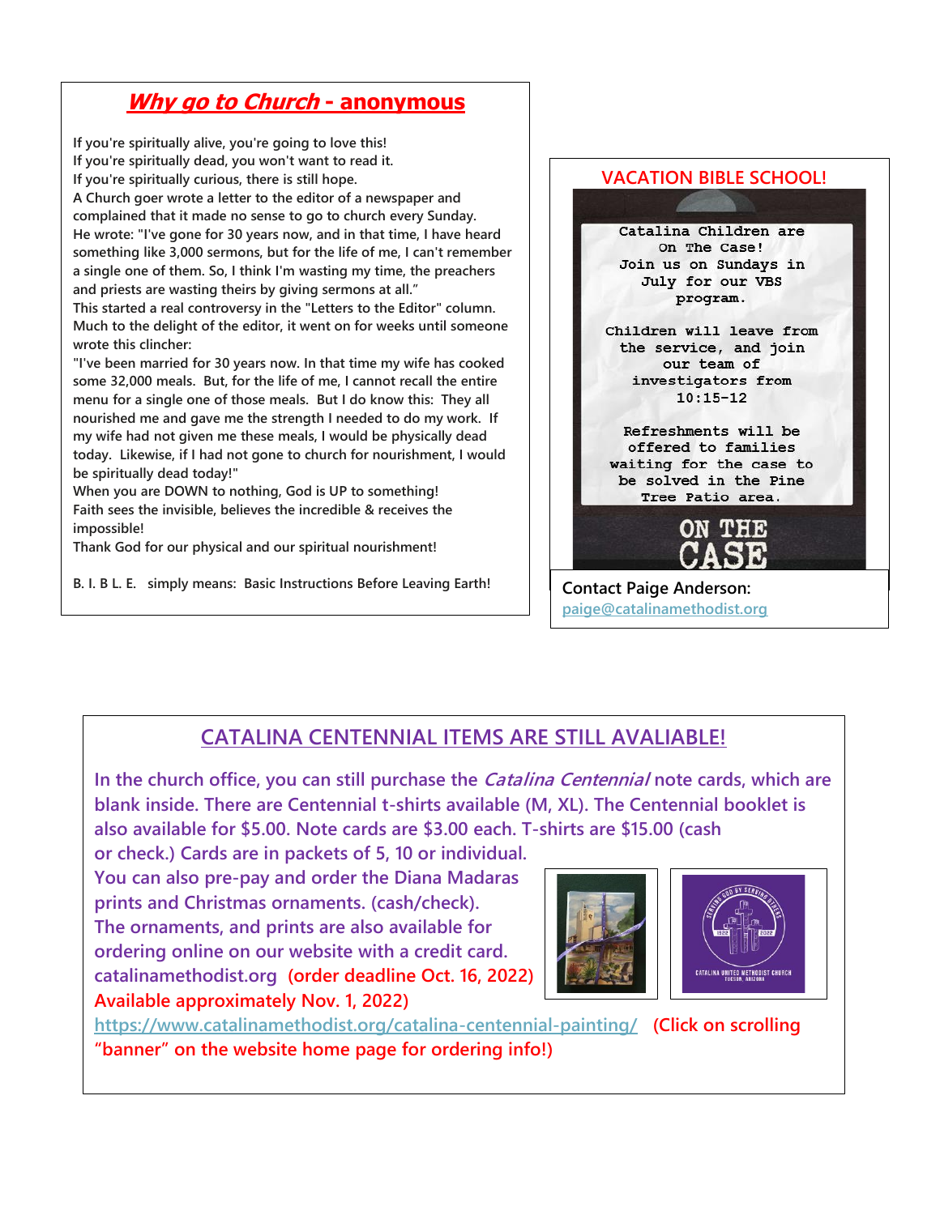## *Why go to Church* - anonymous

If you're spiritually alive, you're going to love this!
If you're spiritually dead, you won't want to read it.
If you're spiritually curious, there is still hope.
A Church goer wrote a letter to the editor of a newspaper and complained that it made no sense to go to church every Sunday. He wrote: "I've gone for 30 years now, and in that time, I have heard something like 3,000 sermons, but for the life of me, I can't remember a single one of them. So, I think I'm wasting my time, the preachers and priests are wasting theirs by giving sermons at all."
This started a real controversy in the "Letters to the Editor" column. Much to the delight of the editor, it went on for weeks until someone wrote this clincher:
"I've been married for 30 years now. In that time my wife has cooked some 32,000 meals. But, for the life of me, I cannot recall the entire menu for a single one of those meals. But I do know this: They all nourished me and gave me the strength I needed to do my work. If my wife had not given me these meals, I would be physically dead today. Likewise, if I had not gone to church for nourishment, I would be spiritually dead today!"
When you are DOWN to nothing, God is UP to something!
Faith sees the invisible, believes the incredible & receives the impossible!
Thank God for our physical and our spiritual nourishment!

B. I. B L. E. simply means: Basic Instructions Before Leaving Earth!

## VACATION BIBLE SCHOOL!

Catalina Children are On The Case! Join us on Sundays in July for our VBS program.

Children will leave from the service, and join our team of investigators from 10:15-12

Refreshments will be offered to families waiting for the case to be solved in the Pine Tree Patio area.

ON THE CASE

Contact Paige Anderson:
paige@catalinamethodist.org

## CATALINA CENTENNIAL ITEMS ARE STILL AVALIABLE!

In the church office, you can still purchase the *Catalina Centennial* note cards, which are blank inside. There are Centennial t-shirts available (M, XL). The Centennial booklet is also available for $5.00. Note cards are $3.00 each. T-shirts are $15.00 (cash or check.) Cards are in packets of 5, 10 or individual.
You can also pre-pay and order the Diana Madaras prints and Christmas ornaments. (cash/check).
The ornaments, and prints are also available for ordering online on our website with a credit card.
catalinamethodist.org (order deadline Oct. 16, 2022)
Available approximately Nov. 1, 2022)
https://www.catalinamethodist.org/catalina-centennial-painting/ (Click on scrolling "banner" on the website home page for ordering info!)